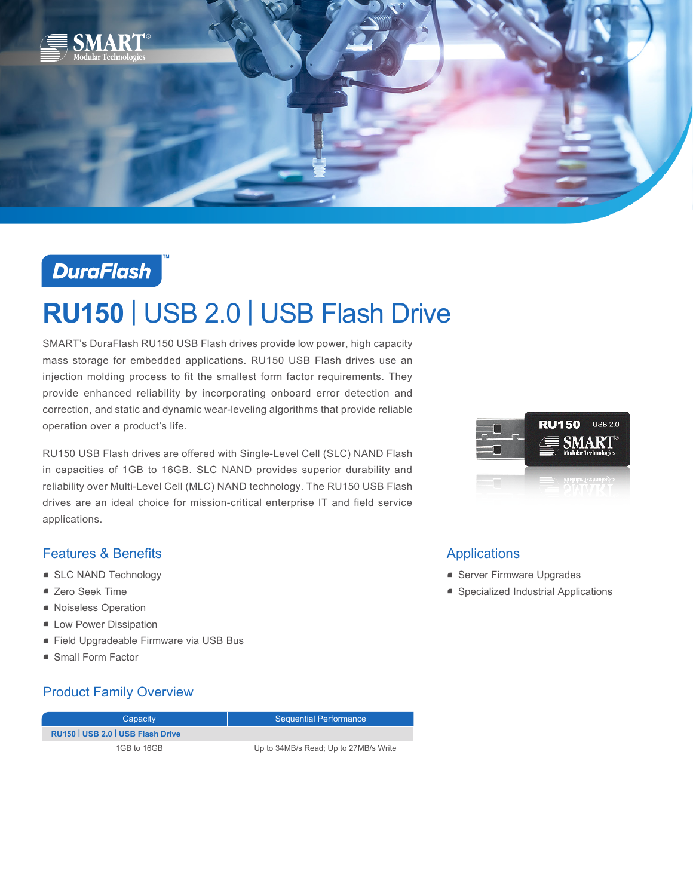DuraFlash™

# RU150 | USB 2.0 | USB Flash Drive

SMART's DuraFlash RU150 USB Flash drives provide low power, high capacity mass storage for embedded applications. RU150 USB Flash drives use an injection molding process to fit the smallest form factor requirements. They provide enhanced reliability by incorporating onboard error detection and correction, and static and dynamic wear-leveling algorithms that provide reliable operation over a product's life.

RU150 USB Flash drives are offered with Single-Level Cell (SLC) NAND Flash in capacities of 1GB to 16GB. SLC NAND provides superior durability and reliability over Multi-Level Cell (MLC) NAND technology. The RU150 USB Flash drives are an ideal choice for mission-critical enterprise IT and field service applications.

## Features & Benefits

- SLC NAND Technology
- Zero Seek Time
- Noiseless Operation
- Low Power Dissipation
- Field Upgradeable Firmware via USB Bus
- Small Form Factor

## Applications

- Server Firmware Upgrades
- Specialized Industrial Applications

## Product Family Overview

| Capacity | Sequential Performance |
|---|---|
| **RU150 \| USB 2.0 \| USB Flash Drive** | |
| 1GB to 16GB | Up to 34MB/s Read; Up to 27MB/s Write |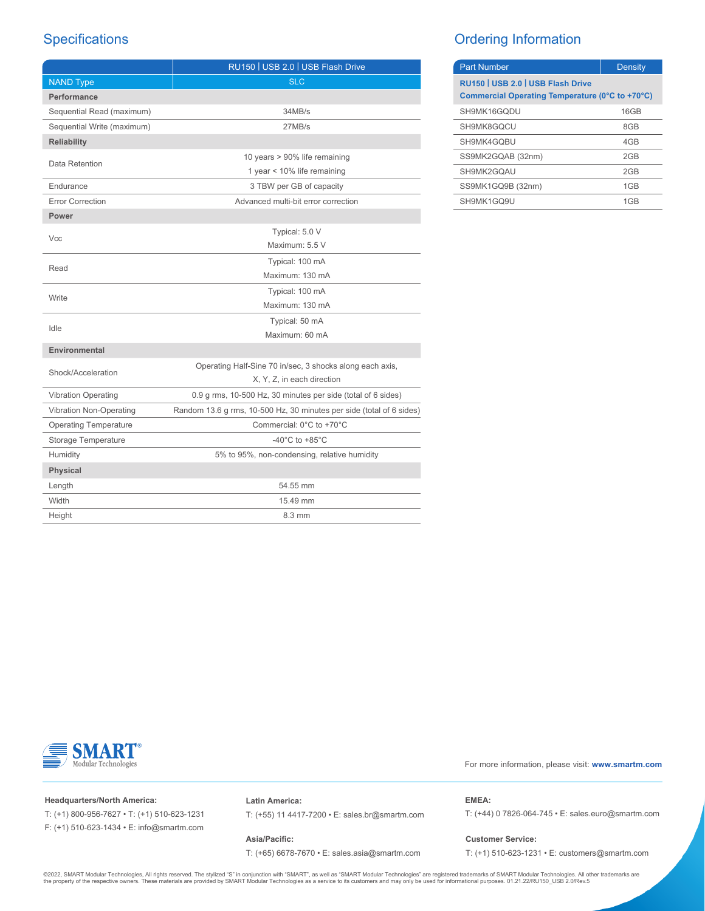## Specifications

| | RU150 \| USB 2.0 \| USB Flash Drive |
|---|---|
| NAND Type | SLC |
| **Performance** | |
| Sequential Read (maximum) | 34MB/s |
| Sequential Write (maximum) | 27MB/s |
| **Reliability** | |
| Data Retention | 10 years > 90% life remaining<br>1 year < 10% life remaining |
| Endurance | 3 TBW per GB of capacity |
| Error Correction | Advanced multi-bit error correction |
| **Power** | |
| Vcc | Typical: 5.0 V<br>Maximum: 5.5 V |
| Read | Typical: 100 mA<br>Maximum: 130 mA |
| Write | Typical: 100 mA<br>Maximum: 130 mA |
| Idle | Typical: 50 mA<br>Maximum: 60 mA |
| **Environmental** | |
| Shock/Acceleration | Operating Half-Sine 70 in/sec, 3 shocks along each axis, X, Y, Z, in each direction |
| Vibration Operating | 0.9 g rms, 10-500 Hz, 30 minutes per side (total of 6 sides) |
| Vibration Non-Operating | Random 13.6 g rms, 10-500 Hz, 30 minutes per side (total of 6 sides) |
| Operating Temperature | Commercial: 0°C to +70°C |
| Storage Temperature | -40°C to +85°C |
| Humidity | 5% to 95%, non-condensing, relative humidity |
| **Physical** | |
| Length | 54.55 mm |
| Width | 15.49 mm |
| Height | 8.3 mm |

## Ordering Information

| Part Number | Density |
|---|---|
| **RU150 \| USB 2.0 \| USB Flash Drive<br>Commercial Operating Temperature (0°C to +70°C)** | |
| SH9MK16GQDU | 16GB |
| SH9MK8GQCU | 8GB |
| SH9MK4GQBU | 4GB |
| SS9MK2GQAB (32nm) | 2GB |
| SH9MK2GQAU | 2GB |
| SS9MK1GQ9B (32nm) | 1GB |
| SH9MK1GQ9U | 1GB |

SMART® Modular Technologies

For more information, please visit: **www.smartm.com**

**Headquarters/North America:**
T: (+1) 800-956-7627 • T: (+1) 510-623-1231
F: (+1) 510-623-1434 • E: info@smartm.com

**Latin America:**
T: (+55) 11 4417-7200 • E: sales.br@smartm.com

**Asia/Pacific:**
T: (+65) 6678-7670 • E: sales.asia@smartm.com

**EMEA:**
T: (+44) 0 7826-064-745 • E: sales.euro@smartm.com

**Customer Service:**
T: (+1) 510-623-1231 • E: customers@smartm.com

©2022, SMART Modular Technologies, All rights reserved. The stylized "S" in conjunction with "SMART", as well as "SMART Modular Technologies" are registered trademarks of SMART Modular Technologies. All other trademarks are the property of the respective owners. These materials are provided by SMART Modular Technologies as a service to its customers and may only be used for informational purposes. 01.21.22/RU150_USB 2.0/Rev.5